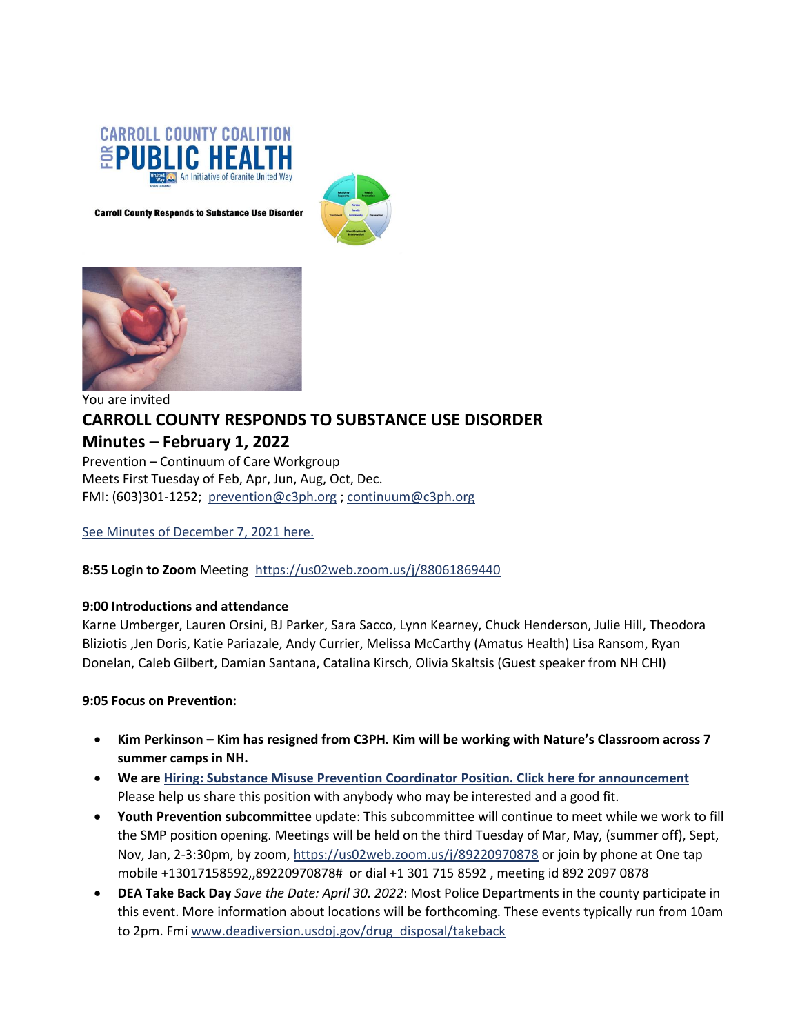CARROLL COUNTY COALITION FOR PUBLIC HEALTH

An Initiative of Granite United Way

**Carroll County Responds to Substance Use Disorder**

You are invited

## CARROLL COUNTY RESPONDS TO SUBSTANCE USE DISORDER

## Minutes – February 1, 2022

Prevention – Continuum of Care Workgroup
Meets First Tuesday of Feb, Apr, Jun, Aug, Oct, Dec.
FMI: (603)301-1252; prevention@c3ph.org ; continuum@c3ph.org

See Minutes of December 7, 2021 here.

**8:55 Login to Zoom** Meeting https://us02web.zoom.us/j/88061869440

**9:00 Introductions and attendance**

Karne Umberger, Lauren Orsini, BJ Parker, Sara Sacco, Lynn Kearney, Chuck Henderson, Julie Hill, Theodora Bliziotis ,Jen Doris, Katie Pariazale, Andy Currier, Melissa McCarthy (Amatus Health) Lisa Ransom, Ryan Donelan, Caleb Gilbert, Damian Santana, Catalina Kirsch, Olivia Skaltsis (Guest speaker from NH CHI)

**9:05 Focus on Prevention:**

- **Kim Perkinson – Kim has resigned from C3PH. Kim will be working with Nature's Classroom across 7 summer camps in NH.**
- **We are Hiring: Substance Misuse Prevention Coordinator Position. Click here for announcement** Please help us share this position with anybody who may be interested and a good fit.
- **Youth Prevention subcommittee** update: This subcommittee will continue to meet while we work to fill the SMP position opening. Meetings will be held on the third Tuesday of Mar, May, (summer off), Sept, Nov, Jan, 2-3:30pm, by zoom, https://us02web.zoom.us/j/89220970878 or join by phone at One tap mobile +13017158592,,89220970878# or dial +1 301 715 8592 , meeting id 892 2097 0878
- **DEA Take Back Day** *Save the Date: April 30. 2022*: Most Police Departments in the county participate in this event. More information about locations will be forthcoming. These events typically run from 10am to 2pm. Fmi www.deadiversion.usdoj.gov/drug_disposal/takeback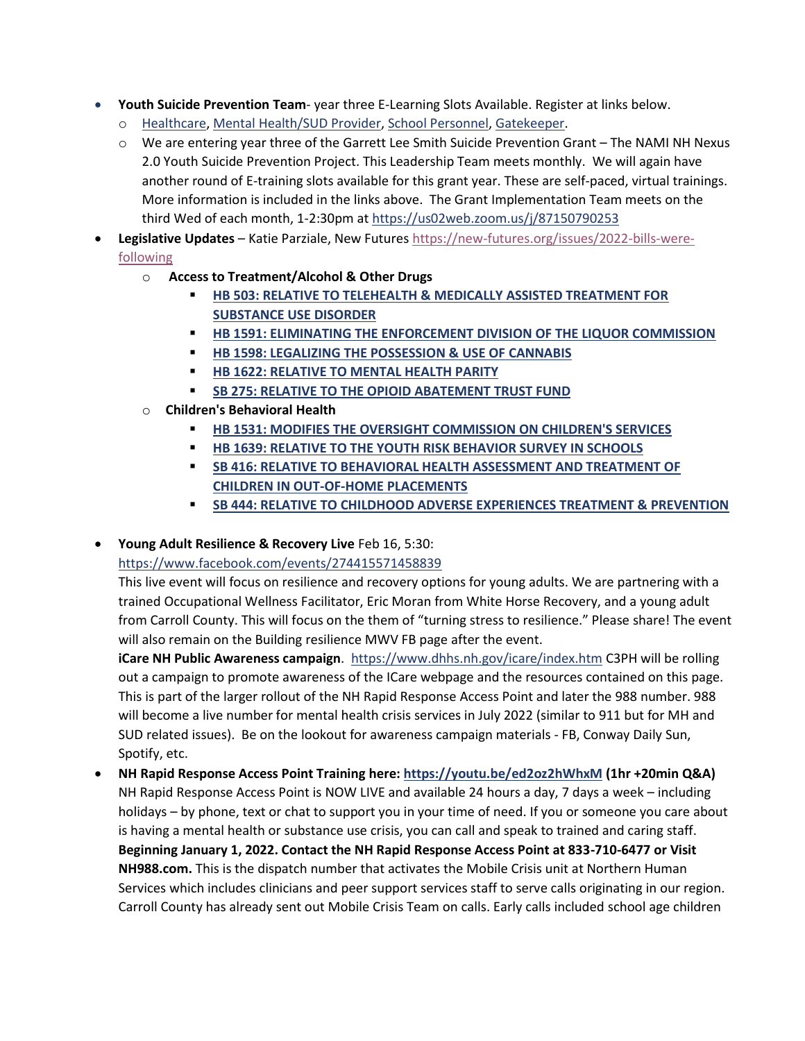- **Youth Suicide Prevention Team**- year three E-Learning Slots Available. Register at links below.
  - Healthcare, Mental Health/SUD Provider, School Personnel, Gatekeeper.
  - We are entering year three of the Garrett Lee Smith Suicide Prevention Grant – The NAMI NH Nexus 2.0 Youth Suicide Prevention Project. This Leadership Team meets monthly. We will again have another round of E-training slots available for this grant year. These are self-paced, virtual trainings. More information is included in the links above. The Grant Implementation Team meets on the third Wed of each month, 1-2:30pm at https://us02web.zoom.us/j/87150790253
- **Legislative Updates** – Katie Parziale, New Futures https://new-futures.org/issues/2022-bills-were-following
  - **Access to Treatment/Alcohol & Other Drugs**
    - **HB 503: RELATIVE TO TELEHEALTH & MEDICALLY ASSISTED TREATMENT FOR SUBSTANCE USE DISORDER**
    - **HB 1591: ELIMINATING THE ENFORCEMENT DIVISION OF THE LIQUOR COMMISSION**
    - **HB 1598: LEGALIZING THE POSSESSION & USE OF CANNABIS**
    - **HB 1622: RELATIVE TO MENTAL HEALTH PARITY**
    - **SB 275: RELATIVE TO THE OPIOID ABATEMENT TRUST FUND**
  - **Children's Behavioral Health**
    - **HB 1531: MODIFIES THE OVERSIGHT COMMISSION ON CHILDREN'S SERVICES**
    - **HB 1639: RELATIVE TO THE YOUTH RISK BEHAVIOR SURVEY IN SCHOOLS**
    - **SB 416: RELATIVE TO BEHAVIORAL HEALTH ASSESSMENT AND TREATMENT OF CHILDREN IN OUT-OF-HOME PLACEMENTS**
    - **SB 444: RELATIVE TO CHILDHOOD ADVERSE EXPERIENCES TREATMENT & PREVENTION**

- **Young Adult Resilience & Recovery Live** Feb 16, 5:30: https://www.facebook.com/events/274415571458839
  This live event will focus on resilience and recovery options for young adults. We are partnering with a trained Occupational Wellness Facilitator, Eric Moran from White Horse Recovery, and a young adult from Carroll County. This will focus on the them of "turning stress to resilience." Please share! The event will also remain on the Building resilience MWV FB page after the event.
  **iCare NH Public Awareness campaign**. https://www.dhhs.nh.gov/icare/index.htm C3PH will be rolling out a campaign to promote awareness of the ICare webpage and the resources contained on this page. This is part of the larger rollout of the NH Rapid Response Access Point and later the 988 number. 988 will become a live number for mental health crisis services in July 2022 (similar to 911 but for MH and SUD related issues). Be on the lookout for awareness campaign materials - FB, Conway Daily Sun, Spotify, etc.
- **NH Rapid Response Access Point Training here: https://youtu.be/ed2oz2hWhxM (1hr +20min Q&A)**
  NH Rapid Response Access Point is NOW LIVE and available 24 hours a day, 7 days a week – including holidays – by phone, text or chat to support you in your time of need. If you or someone you care about is having a mental health or substance use crisis, you can call and speak to trained and caring staff. **Beginning January 1, 2022. Contact the NH Rapid Response Access Point at 833-710-6477 or Visit NH988.com.** This is the dispatch number that activates the Mobile Crisis unit at Northern Human Services which includes clinicians and peer support services staff to serve calls originating in our region. Carroll County has already sent out Mobile Crisis Team on calls. Early calls included school age children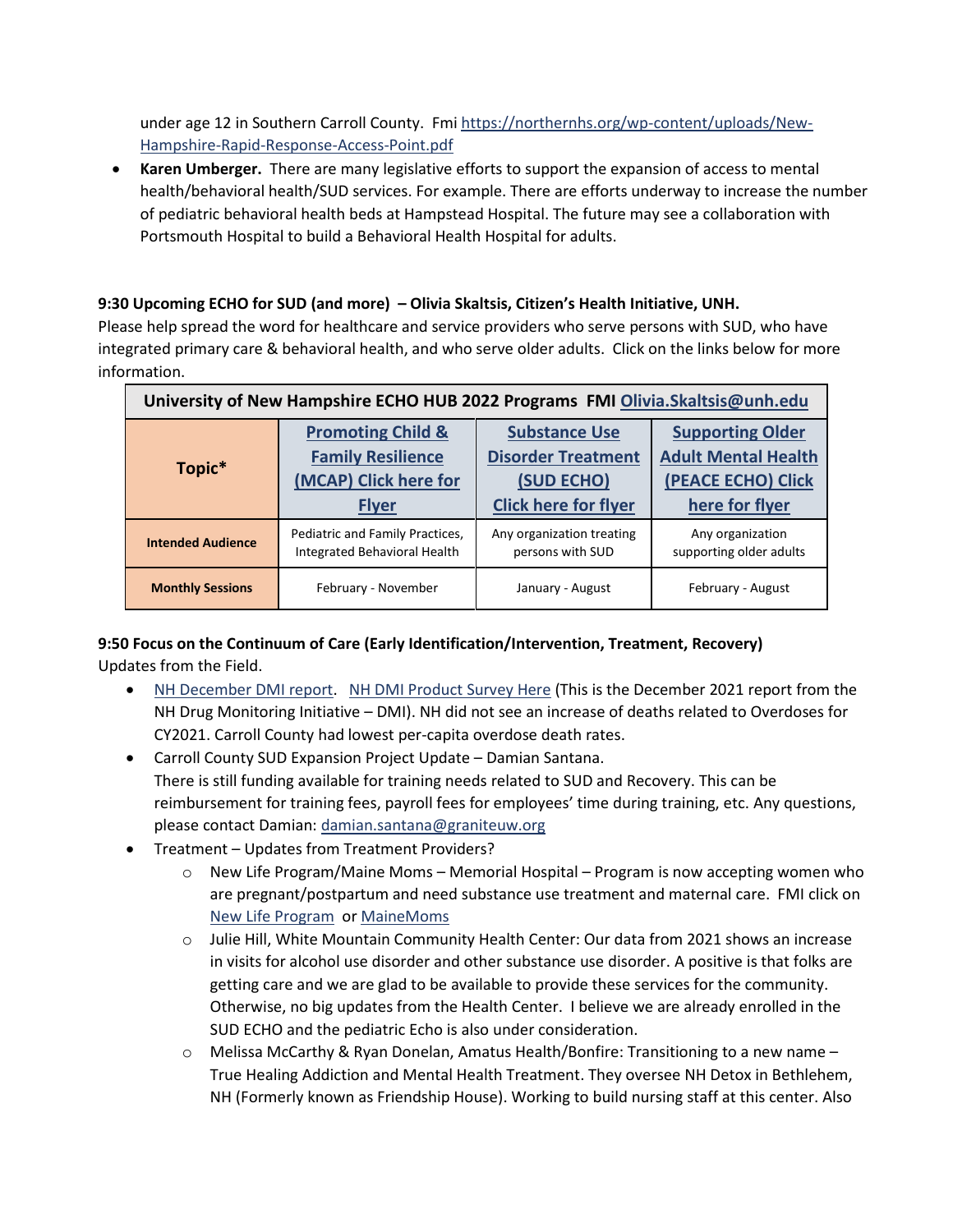under age 12 in Southern Carroll County. Fmi [https://northernhs.org/wp-content/uploads/New-Hampshire-Rapid-Response-Access-Point.pdf](https://northernhs.org/wp-content/uploads/New-Hampshire-Rapid-Response-Access-Point.pdf)

- **Karen Umberger.** There are many legislative efforts to support the expansion of access to mental health/behavioral health/SUD services. For example. There are efforts underway to increase the number of pediatric behavioral health beds at Hampstead Hospital. The future may see a collaboration with Portsmouth Hospital to build a Behavioral Health Hospital for adults.

**9:30 Upcoming ECHO for SUD (and more) – Olivia Skaltsis, Citizen's Health Initiative, UNH.**

Please help spread the word for healthcare and service providers who serve persons with SUD, who have integrated primary care & behavioral health, and who serve older adults. Click on the links below for more information.

| University of New Hampshire ECHO HUB 2022 Programs FMI Olivia.Skaltsis@unh.edu | | | |
|---|---|---|---|
| **Topic*** | **Promoting Child & Family Resilience (MCAP) Click here for Flyer** | **Substance Use Disorder Treatment (SUD ECHO) Click here for flyer** | **Supporting Older Adult Mental Health (PEACE ECHO) Click here for flyer** |
| **Intended Audience** | Pediatric and Family Practices, Integrated Behavioral Health | Any organization treating persons with SUD | Any organization supporting older adults |
| **Monthly Sessions** | February - November | January - August | February - August |

**9:50 Focus on the Continuum of Care (Early Identification/Intervention, Treatment, Recovery)**

Updates from the Field.

- NH December DMI report. NH DMI Product Survey Here (This is the December 2021 report from the NH Drug Monitoring Initiative – DMI). NH did not see an increase of deaths related to Overdoses for CY2021. Carroll County had lowest per-capita overdose death rates.
- Carroll County SUD Expansion Project Update – Damian Santana.
  There is still funding available for training needs related to SUD and Recovery. This can be reimbursement for training fees, payroll fees for employees' time during training, etc. Any questions, please contact Damian: damian.santana@graniteuw.org
- Treatment – Updates from Treatment Providers?
  - New Life Program/Maine Moms – Memorial Hospital – Program is now accepting women who are pregnant/postpartum and need substance use treatment and maternal care. FMI click on New Life Program or MaineMoms
  - Julie Hill, White Mountain Community Health Center: Our data from 2021 shows an increase in visits for alcohol use disorder and other substance use disorder. A positive is that folks are getting care and we are glad to be available to provide these services for the community. Otherwise, no big updates from the Health Center. I believe we are already enrolled in the SUD ECHO and the pediatric Echo is also under consideration.
  - Melissa McCarthy & Ryan Donelan, Amatus Health/Bonfire: Transitioning to a new name – True Healing Addiction and Mental Health Treatment. They oversee NH Detox in Bethlehem, NH (Formerly known as Friendship House). Working to build nursing staff at this center. Also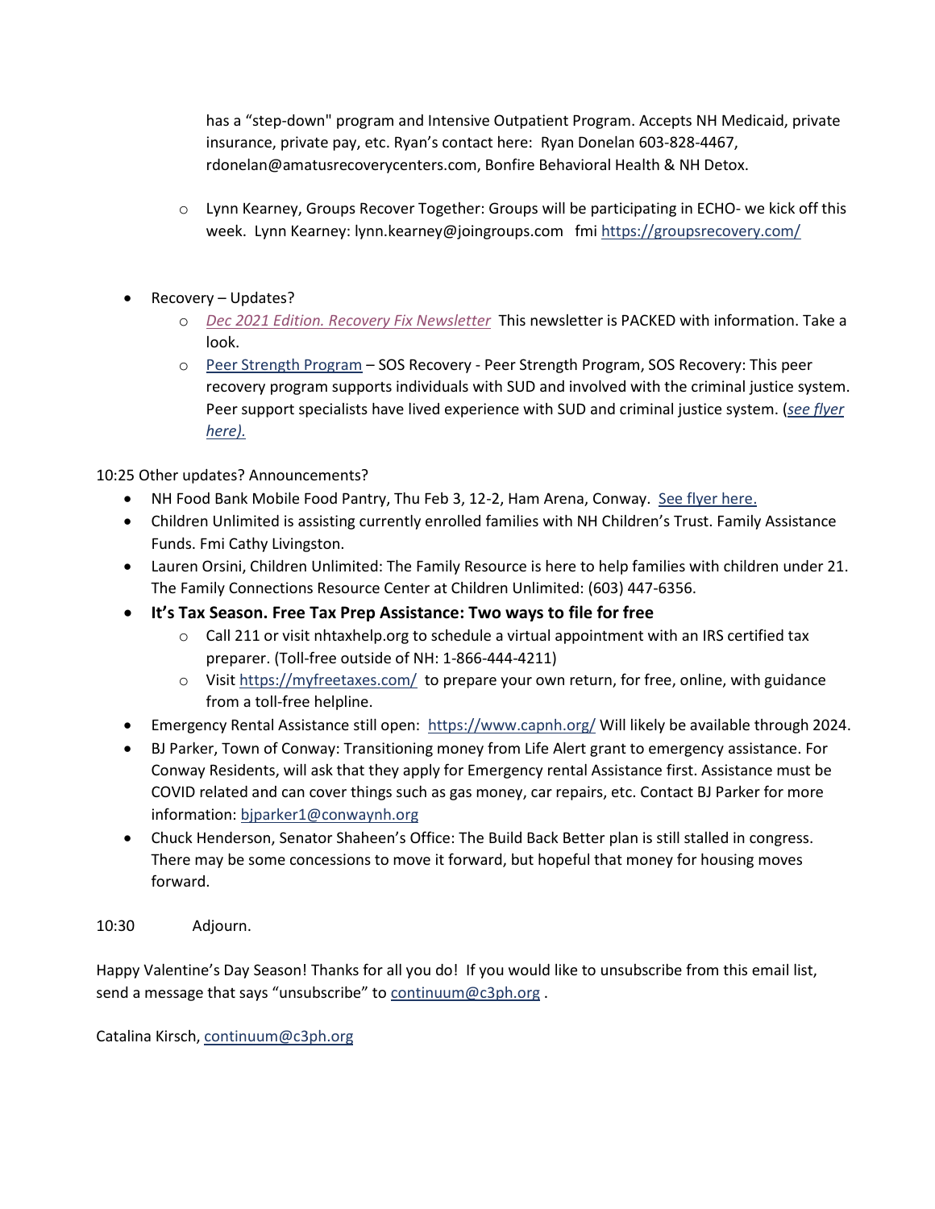has a “step-down" program and Intensive Outpatient Program. Accepts NH Medicaid, private insurance, private pay, etc. Ryan’s contact here: Ryan Donelan 603-828-4467, rdonelan@amatusrecoverycenters.com, Bonfire Behavioral Health & NH Detox.

  - Lynn Kearney, Groups Recover Together: Groups will be participating in ECHO- we kick off this week. Lynn Kearney: lynn.kearney@joingroups.com fmi https://groupsrecovery.com/

- Recovery – Updates?
  - *Dec 2021 Edition. Recovery Fix Newsletter* This newsletter is PACKED with information. Take a look.
  - Peer Strength Program – SOS Recovery - Peer Strength Program, SOS Recovery: This peer recovery program supports individuals with SUD and involved with the criminal justice system. Peer support specialists have lived experience with SUD and criminal justice system. (*see flyer here).*

10:25 Other updates? Announcements?

- NH Food Bank Mobile Food Pantry, Thu Feb 3, 12-2, Ham Arena, Conway. See flyer here.
- Children Unlimited is assisting currently enrolled families with NH Children’s Trust. Family Assistance Funds. Fmi Cathy Livingston.
- Lauren Orsini, Children Unlimited: The Family Resource is here to help families with children under 21. The Family Connections Resource Center at Children Unlimited: (603) 447-6356.
- **It’s Tax Season. Free Tax Prep Assistance: Two ways to file for free**
  - Call 211 or visit nhtaxhelp.org to schedule a virtual appointment with an IRS certified tax preparer. (Toll-free outside of NH: 1-866-444-4211)
  - Visit https://myfreetaxes.com/ to prepare your own return, for free, online, with guidance from a toll-free helpline.
- Emergency Rental Assistance still open: https://www.capnh.org/ Will likely be available through 2024.
- BJ Parker, Town of Conway: Transitioning money from Life Alert grant to emergency assistance. For Conway Residents, will ask that they apply for Emergency rental Assistance first. Assistance must be COVID related and can cover things such as gas money, car repairs, etc. Contact BJ Parker for more information: bjparker1@conwaynh.org
- Chuck Henderson, Senator Shaheen’s Office: The Build Back Better plan is still stalled in congress. There may be some concessions to move it forward, but hopeful that money for housing moves forward.

10:30 Adjourn.

Happy Valentine’s Day Season! Thanks for all you do! If you would like to unsubscribe from this email list, send a message that says “unsubscribe” to continuum@c3ph.org .

Catalina Kirsch, continuum@c3ph.org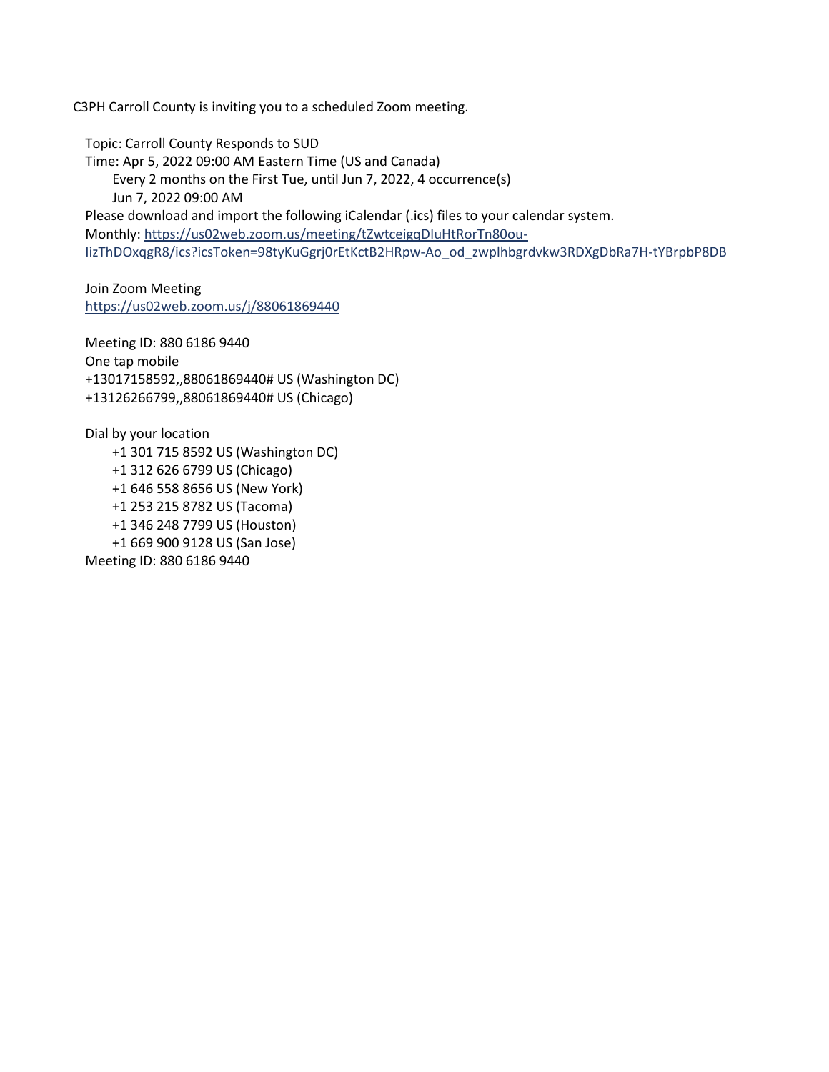C3PH Carroll County is inviting you to a scheduled Zoom meeting.

Topic: Carroll County Responds to SUD
Time: Apr 5, 2022 09:00 AM Eastern Time (US and Canada)
Every 2 months on the First Tue, until Jun 7, 2022, 4 occurrence(s)
Jun 7, 2022 09:00 AM
Please download and import the following iCalendar (.ics) files to your calendar system.
Monthly: https://us02web.zoom.us/meeting/tZwtceigqDIuHtRorTn80ou-IizThDOxqgR8/ics?icsToken=98tyKuGgrj0rEtKctB2HRpw-Ao_od_zwplhbgrdvkw3RDXgDbRa7H-tYBrpbP8DB

Join Zoom Meeting
https://us02web.zoom.us/j/88061869440

Meeting ID: 880 6186 9440
One tap mobile
+13017158592,,88061869440# US (Washington DC)
+13126266799,,88061869440# US (Chicago)

Dial by your location
+1 301 715 8592 US (Washington DC)
+1 312 626 6799 US (Chicago)
+1 646 558 8656 US (New York)
+1 253 215 8782 US (Tacoma)
+1 346 248 7799 US (Houston)
+1 669 900 9128 US (San Jose)
Meeting ID: 880 6186 9440